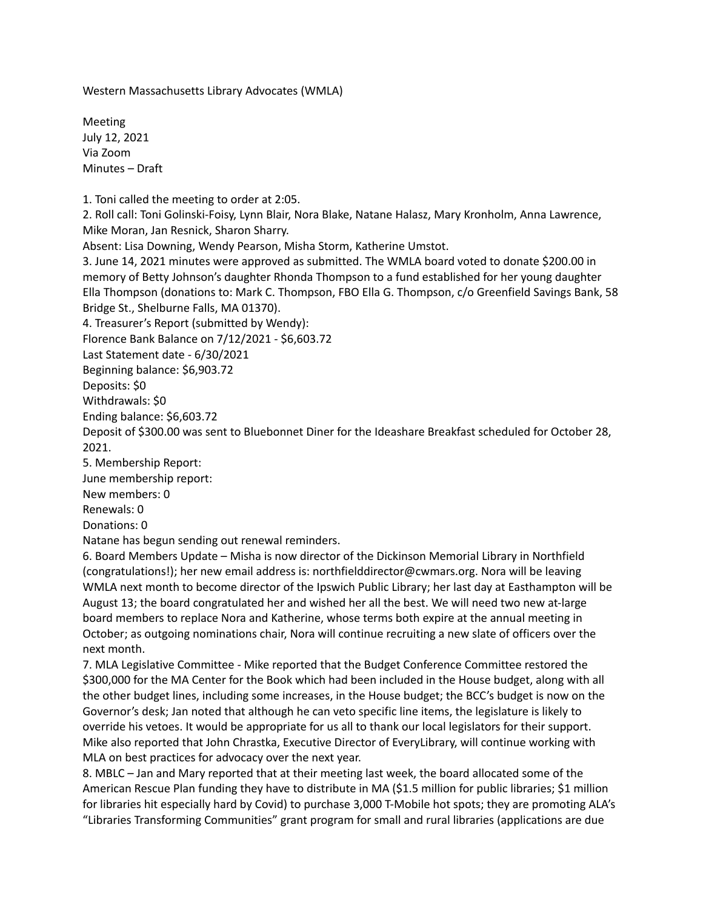Western Massachusetts Library Advocates (WMLA)

Meeting
July 12, 2021
Via Zoom
Minutes – Draft

1. Toni called the meeting to order at 2:05.
2. Roll call: Toni Golinski-Foisy, Lynn Blair, Nora Blake, Natane Halasz, Mary Kronholm, Anna Lawrence, Mike Moran, Jan Resnick, Sharon Sharry.
Absent: Lisa Downing, Wendy Pearson, Misha Storm, Katherine Umstot.
3. June 14, 2021 minutes were approved as submitted. The WMLA board voted to donate $200.00 in memory of Betty Johnson's daughter Rhonda Thompson to a fund established for her young daughter Ella Thompson (donations to: Mark C. Thompson, FBO Ella G. Thompson, c/o Greenfield Savings Bank, 58 Bridge St., Shelburne Falls, MA 01370).
4. Treasurer's Report (submitted by Wendy):
Florence Bank Balance on 7/12/2021 - $6,603.72
Last Statement date - 6/30/2021
Beginning balance: $6,903.72
Deposits: $0
Withdrawals: $0
Ending balance: $6,603.72
Deposit of $300.00 was sent to Bluebonnet Diner for the Ideashare Breakfast scheduled for October 28, 2021.
5. Membership Report:
June membership report:
New members: 0
Renewals: 0
Donations: 0
Natane has begun sending out renewal reminders.
6. Board Members Update – Misha is now director of the Dickinson Memorial Library in Northfield (congratulations!); her new email address is: northfielddirector@cwmars.org. Nora will be leaving WMLA next month to become director of the Ipswich Public Library; her last day at Easthampton will be August 13; the board congratulated her and wished her all the best. We will need two new at-large board members to replace Nora and Katherine, whose terms both expire at the annual meeting in October; as outgoing nominations chair, Nora will continue recruiting a new slate of officers over the next month.
7. MLA Legislative Committee - Mike reported that the Budget Conference Committee restored the $300,000 for the MA Center for the Book which had been included in the House budget, along with all the other budget lines, including some increases, in the House budget; the BCC's budget is now on the Governor's desk; Jan noted that although he can veto specific line items, the legislature is likely to override his vetoes. It would be appropriate for us all to thank our local legislators for their support. Mike also reported that John Chrastka, Executive Director of EveryLibrary, will continue working with MLA on best practices for advocacy over the next year.
8. MBLC – Jan and Mary reported that at their meeting last week, the board allocated some of the American Rescue Plan funding they have to distribute in MA ($1.5 million for public libraries; $1 million for libraries hit especially hard by Covid) to purchase 3,000 T-Mobile hot spots; they are promoting ALA's "Libraries Transforming Communities" grant program for small and rural libraries (applications are due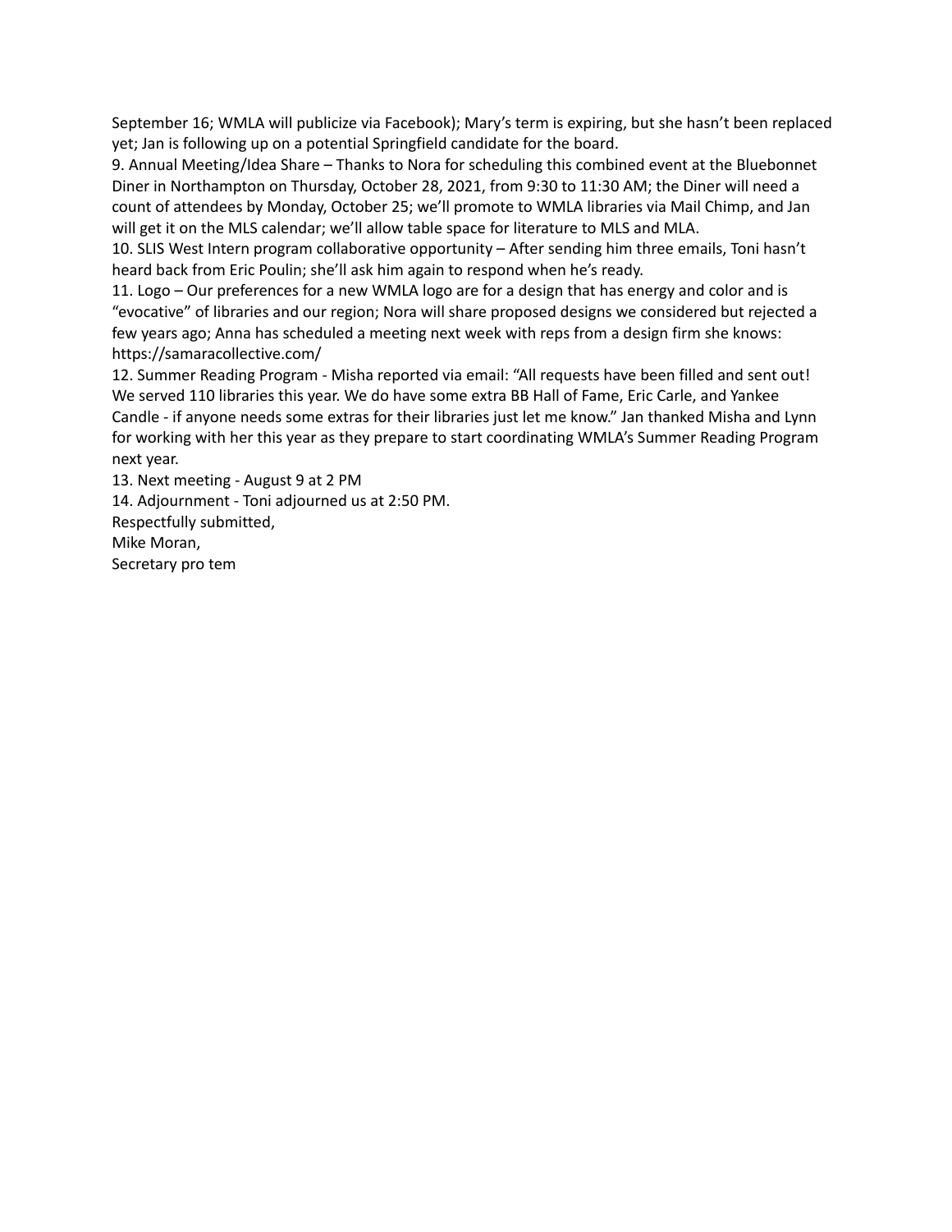September 16; WMLA will publicize via Facebook); Mary's term is expiring, but she hasn't been replaced yet; Jan is following up on a potential Springfield candidate for the board.

9. Annual Meeting/Idea Share – Thanks to Nora for scheduling this combined event at the Bluebonnet Diner in Northampton on Thursday, October 28, 2021, from 9:30 to 11:30 AM; the Diner will need a count of attendees by Monday, October 25; we'll promote to WMLA libraries via Mail Chimp, and Jan will get it on the MLS calendar; we'll allow table space for literature to MLS and MLA.

10. SLIS West Intern program collaborative opportunity – After sending him three emails, Toni hasn't heard back from Eric Poulin; she'll ask him again to respond when he's ready.

11. Logo – Our preferences for a new WMLA logo are for a design that has energy and color and is "evocative" of libraries and our region; Nora will share proposed designs we considered but rejected a few years ago; Anna has scheduled a meeting next week with reps from a design firm she knows: https://samaracollective.com/

12. Summer Reading Program - Misha reported via email: "All requests have been filled and sent out! We served 110 libraries this year. We do have some extra BB Hall of Fame, Eric Carle, and Yankee Candle - if anyone needs some extras for their libraries just let me know." Jan thanked Misha and Lynn for working with her this year as they prepare to start coordinating WMLA's Summer Reading Program next year.

13. Next meeting - August 9 at 2 PM

14. Adjournment - Toni adjourned us at 2:50 PM.

Respectfully submitted,
Mike Moran,
Secretary pro tem